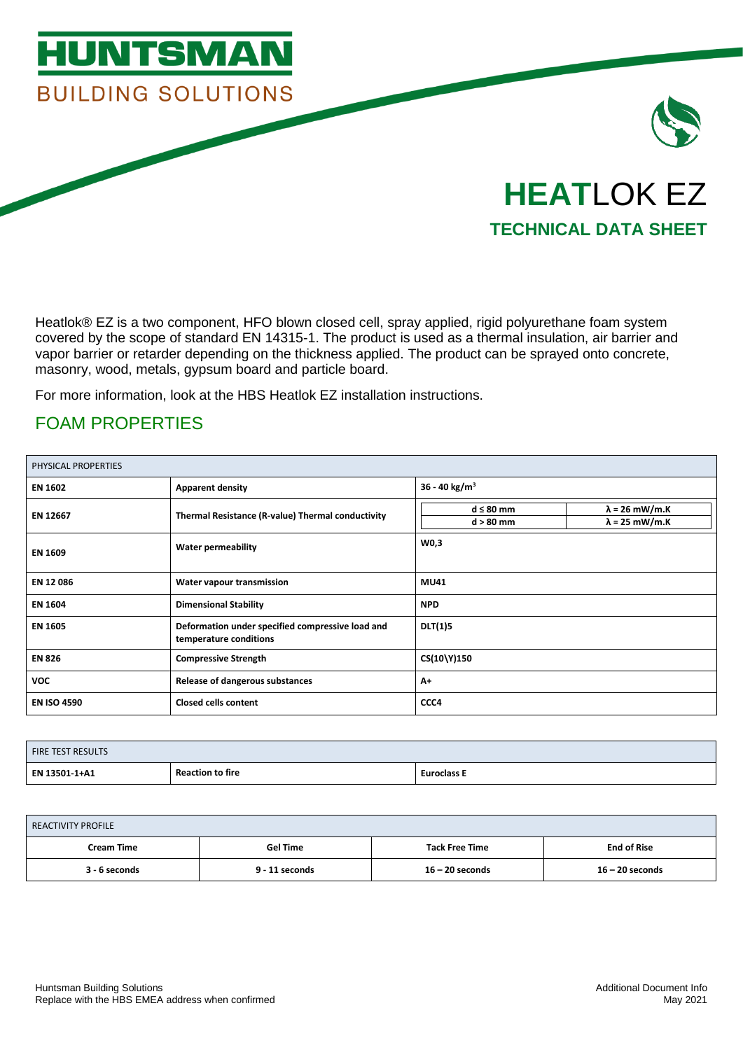# HUNTSMAN

BUILDING SOLUTIONS

# HEATLOK EZ

## TECHNICAL DATA SHEET

Heatlok® EZ is a two component, HFO blown closed cell, spray applied, rigid polyurethane foam system covered by the scope of standard EN 14315-1. The product is used as a thermal insulation, air barrier and vapor barrier or retarder depending on the thickness applied. The product can be sprayed onto concrete, masonry, wood, metals, gypsum board and particle board.

For more information, look at the HBS Heatlok EZ installation instructions.

## FOAM PROPERTIES

| PHYSICAL PROPERTIES | | | |
|---|---|---|---|
| **EN 1602** | **Apparent density** | **36 - 40 kg/m³** | |
| **EN 12667** | **Thermal Resistance (R-value) Thermal conductivity** | **d ≤ 80 mm** | **λ = 26 mW/m.K** |
| | | **d > 80 mm** | **λ = 25 mW/m.K** |
| **EN 1609** | **Water permeability** | **W0,3** | |
| **EN 12 086** | **Water vapour transmission** | **MU41** | |
| **EN 1604** | **Dimensional Stability** | **NPD** | |
| **EN 1605** | **Deformation under specified compressive load and temperature conditions** | **DLT(1)5** | |
| **EN 826** | **Compressive Strength** | **CS(10\Y)150** | |
| **VOC** | **Release of dangerous substances** | **A+** | |
| **EN ISO 4590** | **Closed cells content** | **CCC4** | |

| FIRE TEST RESULTS | | |
|---|---|---|
| **EN 13501-1+A1** | **Reaction to fire** | **Euroclass E** |

| REACTIVITY PROFILE | | | |
|---|---|---|---|
| **Cream Time** | **Gel Time** | **Tack Free Time** | **End of Rise** |
| **3 - 6 seconds** | **9 - 11 seconds** | **16 – 20 seconds** | **16 – 20 seconds** |

Huntsman Building Solutions
Replace with the HBS EMEA address when confirmed

Additional Document Info
May 2021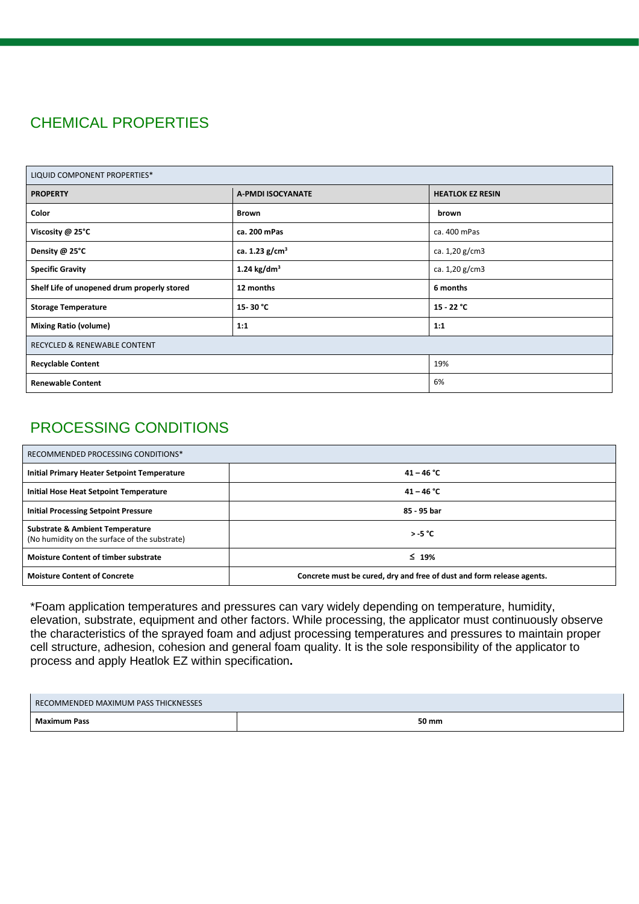## CHEMICAL PROPERTIES

| LIQUID COMPONENT PROPERTIES* | | |
|---|---|---|
| **PROPERTY** | **A-PMDI ISOCYANATE** | **HEATLOK EZ RESIN** |
| **Color** | **Brown** | **brown** |
| **Viscosity @ 25°C** | **ca. 200 mPas** | ca. 400 mPas |
| **Density @ 25°C** | **ca. 1.23 g/cm$^3$** | ca. 1,20 g/cm3 |
| **Specific Gravity** | **1.24 kg/dm$^3$** | ca. 1,20 g/cm3 |
| **Shelf Life of unopened drum properly stored** | **12 months** | **6 months** |
| **Storage Temperature** | **15- 30 °C** | **15 - 22 °C** |
| **Mixing Ratio (volume)** | **1:1** | **1:1** |
| RECYCLED & RENEWABLE CONTENT | | |
| **Recyclable Content** | | 19% |
| **Renewable Content** | | 6% |

## PROCESSING CONDITIONS

| RECOMMENDED PROCESSING CONDITIONS* | |
|---|---|
| **Initial Primary Heater Setpoint Temperature** | **41 – 46 °C** |
| **Initial Hose Heat Setpoint Temperature** | **41 – 46 °C** |
| **Initial Processing Setpoint Pressure** | **85 - 95 bar** |
| **Substrate & Ambient Temperature** (No humidity on the surface of the substrate) | **> -5 °C** |
| **Moisture Content of timber substrate** | **≤ 19%** |
| **Moisture Content of Concrete** | **Concrete must be cured, dry and free of dust and form release agents.** |

*Foam application temperatures and pressures can vary widely depending on temperature, humidity, elevation, substrate, equipment and other factors. While processing, the applicator must continuously observe the characteristics of the sprayed foam and adjust processing temperatures and pressures to maintain proper cell structure, adhesion, cohesion and general foam quality. It is the sole responsibility of the applicator to process and apply Heatlok EZ within specification**.**

| RECOMMENDED MAXIMUM PASS THICKNESSES | |
|---|---|
| **Maximum Pass** | **50 mm** |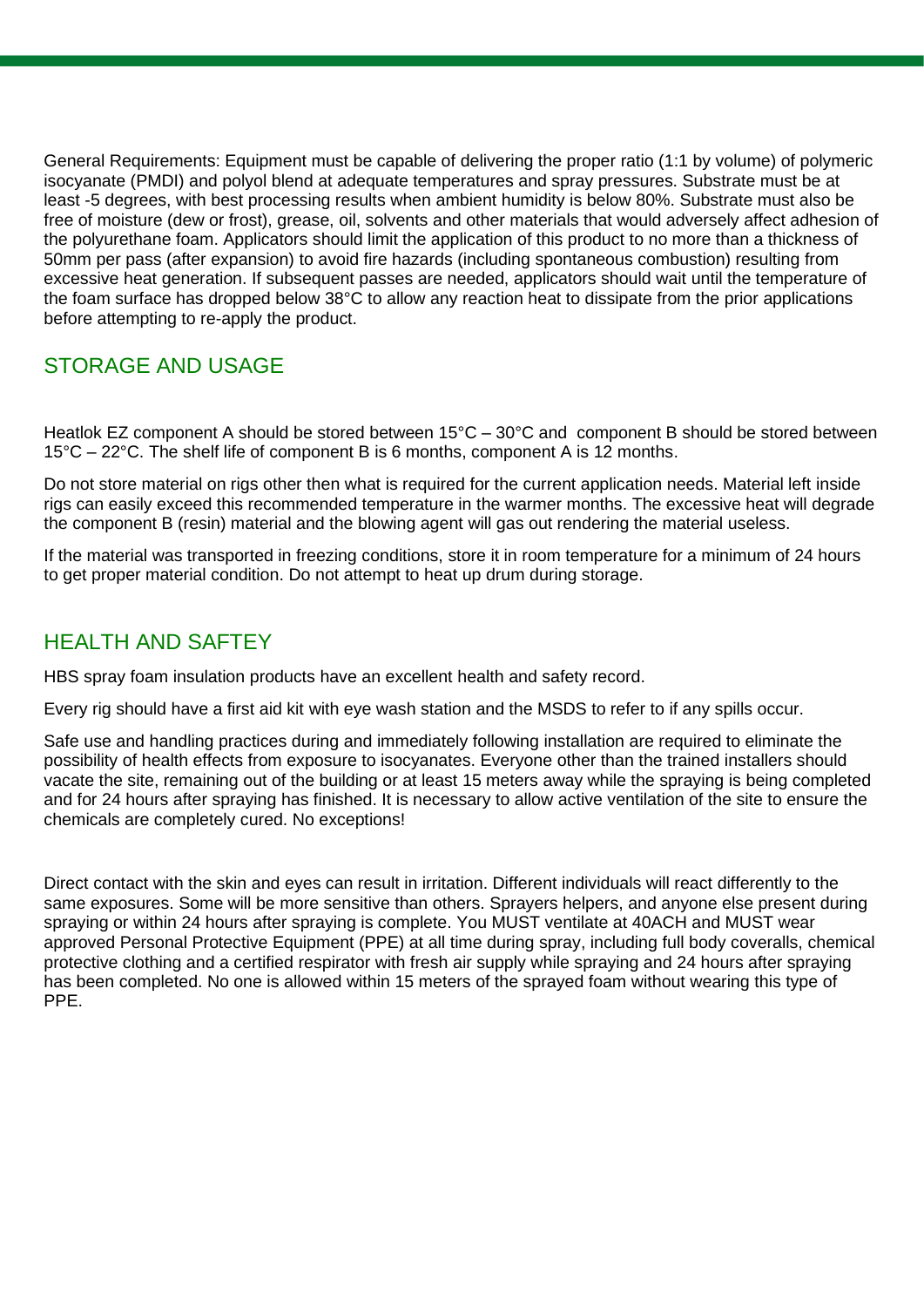General Requirements: Equipment must be capable of delivering the proper ratio (1:1 by volume) of polymeric isocyanate (PMDI) and polyol blend at adequate temperatures and spray pressures. Substrate must be at least -5 degrees, with best processing results when ambient humidity is below 80%. Substrate must also be free of moisture (dew or frost), grease, oil, solvents and other materials that would adversely affect adhesion of the polyurethane foam. Applicators should limit the application of this product to no more than a thickness of 50mm per pass (after expansion) to avoid fire hazards (including spontaneous combustion) resulting from excessive heat generation. If subsequent passes are needed, applicators should wait until the temperature of the foam surface has dropped below 38°C to allow any reaction heat to dissipate from the prior applications before attempting to re-apply the product.

## STORAGE AND USAGE

Heatlok EZ component A should be stored between 15°C – 30°C and component B should be stored between 15°C – 22°C. The shelf life of component B is 6 months, component A is 12 months.

Do not store material on rigs other then what is required for the current application needs. Material left inside rigs can easily exceed this recommended temperature in the warmer months. The excessive heat will degrade the component B (resin) material and the blowing agent will gas out rendering the material useless.

If the material was transported in freezing conditions, store it in room temperature for a minimum of 24 hours to get proper material condition. Do not attempt to heat up drum during storage.

## HEALTH AND SAFTEY

HBS spray foam insulation products have an excellent health and safety record.

Every rig should have a first aid kit with eye wash station and the MSDS to refer to if any spills occur.

Safe use and handling practices during and immediately following installation are required to eliminate the possibility of health effects from exposure to isocyanates. Everyone other than the trained installers should vacate the site, remaining out of the building or at least 15 meters away while the spraying is being completed and for 24 hours after spraying has finished. It is necessary to allow active ventilation of the site to ensure the chemicals are completely cured. No exceptions!

Direct contact with the skin and eyes can result in irritation. Different individuals will react differently to the same exposures. Some will be more sensitive than others. Sprayers helpers, and anyone else present during spraying or within 24 hours after spraying is complete. You MUST ventilate at 40ACH and MUST wear approved Personal Protective Equipment (PPE) at all time during spray, including full body coveralls, chemical protective clothing and a certified respirator with fresh air supply while spraying and 24 hours after spraying has been completed. No one is allowed within 15 meters of the sprayed foam without wearing this type of PPE.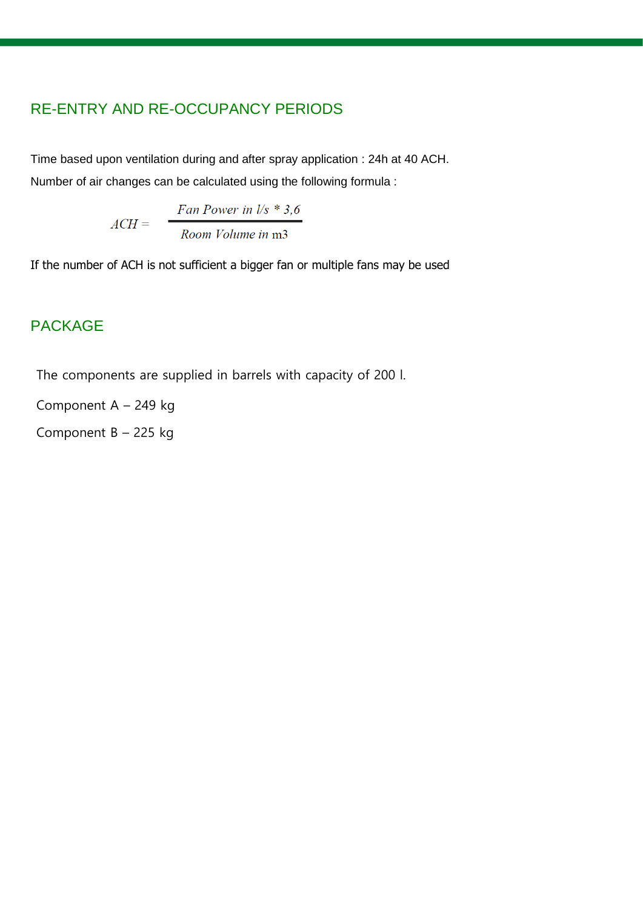## RE-ENTRY AND RE-OCCUPANCY PERIODS

Time based upon ventilation during and after spray application : 24h at 40 ACH.

Number of air changes can be calculated using the following formula :

$$ACH = \frac{Fan\ Power\ in\ l/s * 3,6}{Room\ Volume\ in\ \mathrm{m3}}$$

If the number of ACH is not sufficient a bigger fan or multiple fans may be used

## PACKAGE

The components are supplied in barrels with capacity of 200 l.

Component A – 249 kg

Component B – 225 kg